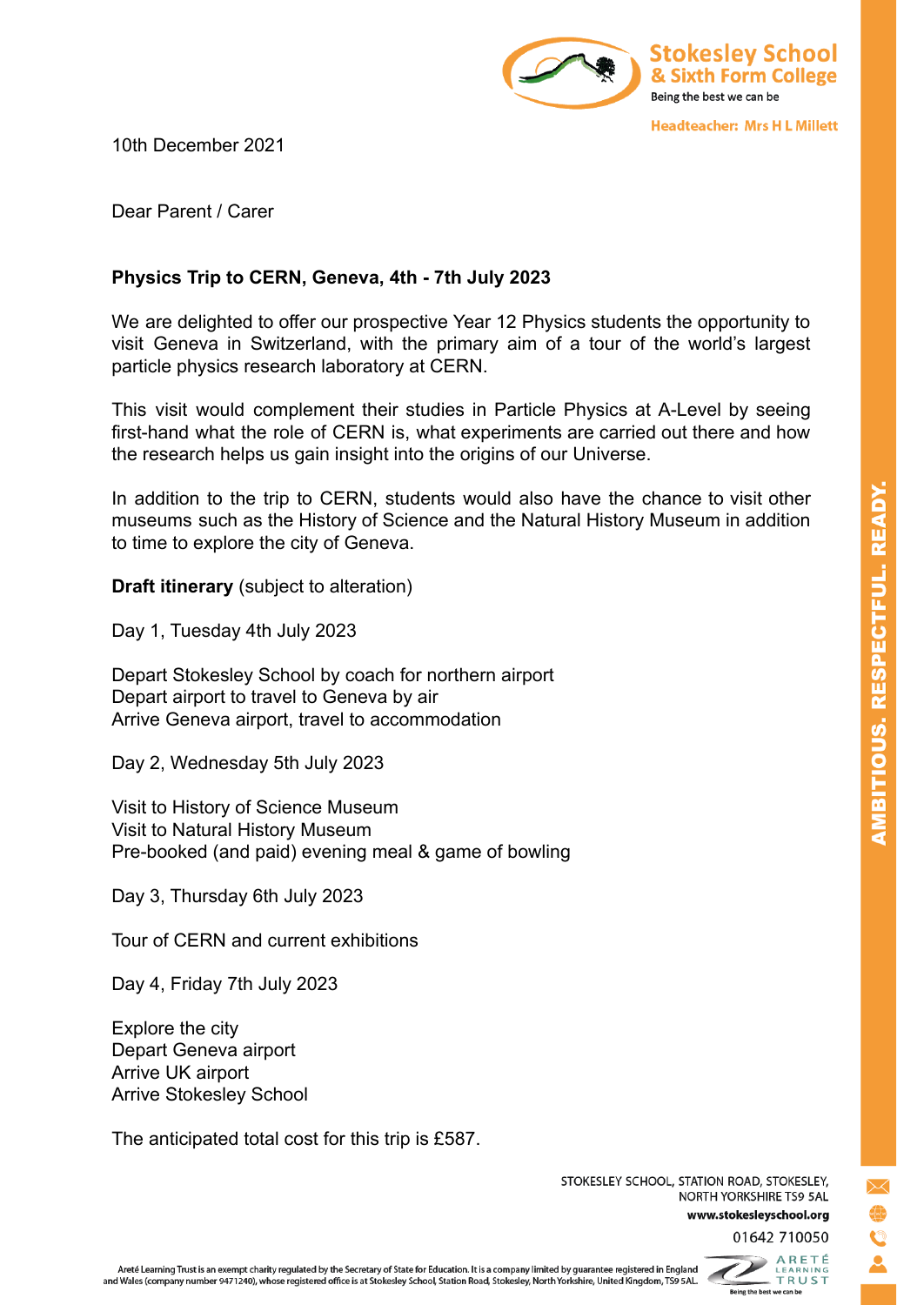Stokesley School
& Sixth Form College
Being the best we can be

Headteacher: Mrs H L Millett

10th December 2021

Dear Parent / Carer

**Physics Trip to CERN, Geneva, 4th - 7th July 2023**

We are delighted to offer our prospective Year 12 Physics students the opportunity to visit Geneva in Switzerland, with the primary aim of a tour of the world's largest particle physics research laboratory at CERN.

This visit would complement their studies in Particle Physics at A-Level by seeing first-hand what the role of CERN is, what experiments are carried out there and how the research helps us gain insight into the origins of our Universe.

In addition to the trip to CERN, students would also have the chance to visit other museums such as the History of Science and the Natural History Museum in addition to time to explore the city of Geneva.

**Draft itinerary** (subject to alteration)

Day 1, Tuesday 4th July 2023

Depart Stokesley School by coach for northern airport
Depart airport to travel to Geneva by air
Arrive Geneva airport, travel to accommodation

Day 2, Wednesday 5th July 2023

Visit to History of Science Museum
Visit to Natural History Museum
Pre-booked (and paid) evening meal & game of bowling

Day 3, Thursday 6th July 2023

Tour of CERN and current exhibitions

Day 4, Friday 7th July 2023

Explore the city
Depart Geneva airport
Arrive UK airport
Arrive Stokesley School

The anticipated total cost for this trip is £587.

AMBITIOUS. RESPECTFUL. READY.

STOKESLEY SCHOOL, STATION ROAD, STOKESLEY, NORTH YORKSHIRE TS9 5AL
www.stokesleyschool.org
01642 710050

Areté Learning Trust is an exempt charity regulated by the Secretary of State for Education. It is a company limited by guarantee registered in England and Wales (company number 9471240), whose registered office is at Stokesley School, Station Road, Stokesley, North Yorkshire, United Kingdom, TS9 5AL.

ARETÉ LEARNING TRUST
Being the best we can be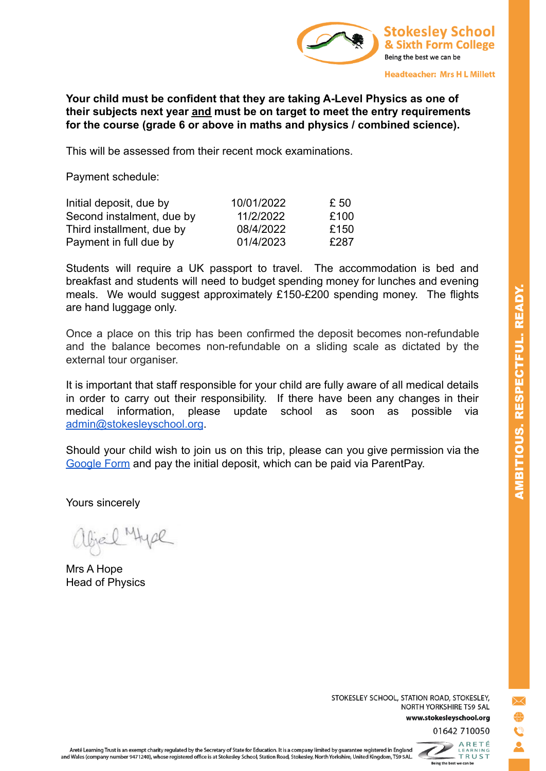**Your child must be confident that they are taking A-Level Physics as one of their subjects next year and must be on target to meet the entry requirements for the course (grade 6 or above in maths and physics / combined science).**

This will be assessed from their recent mock examinations.

Payment schedule:

| | | |
|---|---|---|
| Initial deposit, due by | 10/01/2022 | £ 50 |
| Second instalment, due by | 11/2/2022 | £100 |
| Third installment, due by | 08/4/2022 | £150 |
| Payment in full due by | 01/4/2023 | £287 |

Students will require a UK passport to travel. The accommodation is bed and breakfast and students will need to budget spending money for lunches and evening meals. We would suggest approximately £150-£200 spending money. The flights are hand luggage only.

Once a place on this trip has been confirmed the deposit becomes non-refundable and the balance becomes non-refundable on a sliding scale as dictated by the external tour organiser.

It is important that staff responsible for your child are fully aware of all medical details in order to carry out their responsibility. If there have been any changes in their medical information, please update school as soon as possible via admin@stokesleyschool.org.

Should your child wish to join us on this trip, please can you give permission via the Google Form and pay the initial deposit, which can be paid via ParentPay.

Yours sincerely

Mrs A Hope
Head of Physics